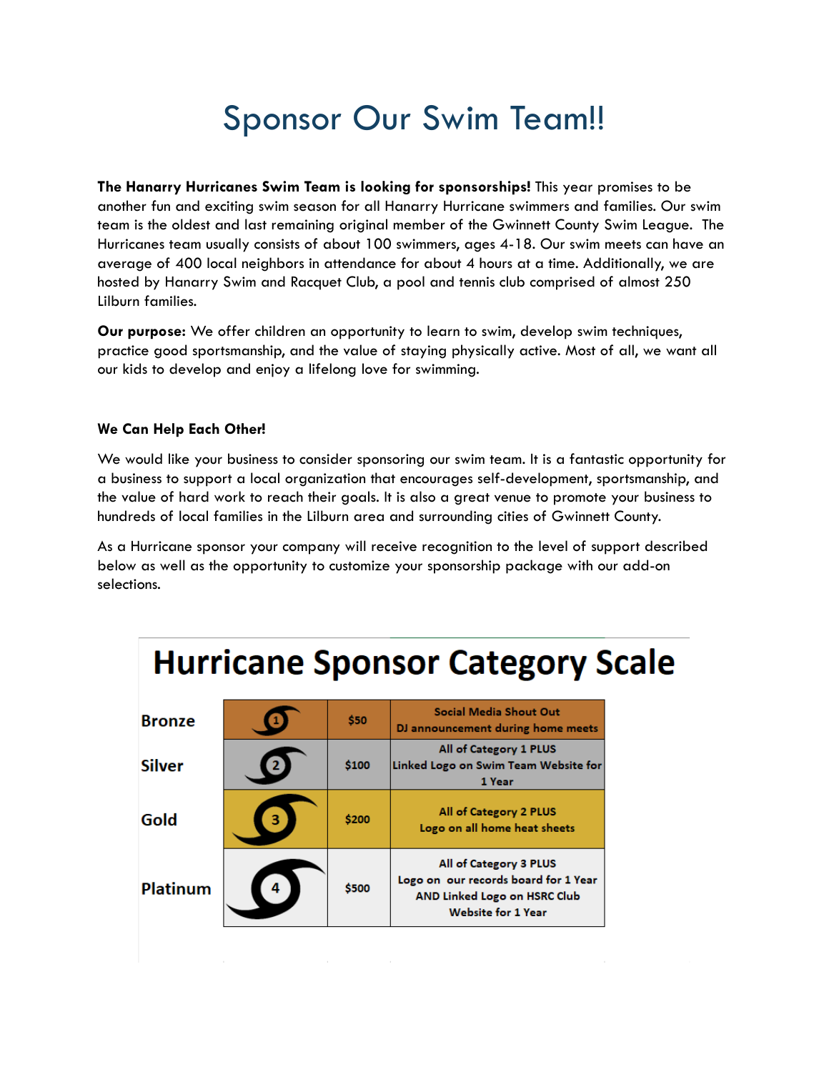# Sponsor Our Swim Team!!

**The Hanarry Hurricanes Swim Team is looking for sponsorships!** This year promises to be another fun and exciting swim season for all Hanarry Hurricane swimmers and families. Our swim team is the oldest and last remaining original member of the Gwinnett County Swim League. The Hurricanes team usually consists of about 100 swimmers, ages 4-18. Our swim meets can have an average of 400 local neighbors in attendance for about 4 hours at a time. Additionally, we are hosted by Hanarry Swim and Racquet Club, a pool and tennis club comprised of almost 250 Lilburn families.

**Our purpose:** We offer children an opportunity to learn to swim, develop swim techniques, practice good sportsmanship, and the value of staying physically active. Most of all, we want all our kids to develop and enjoy a lifelong love for swimming.

**We Can Help Each Other!**

We would like your business to consider sponsoring our swim team. It is a fantastic opportunity for a business to support a local organization that encourages self-development, sportsmanship, and the value of hard work to reach their goals. It is also a great venue to promote your business to hundreds of local families in the Lilburn area and surrounding cities of Gwinnett County.

As a Hurricane sponsor your company will receive recognition to the level of support described below as well as the opportunity to customize your sponsorship package with our add-on selections.

## Hurricane Sponsor Category Scale

| Level | Category | Price | Benefits |
|---|---|---|---|
| Bronze | 1 | $50 | Social Media Shout Out<br>DJ announcement during home meets |
| Silver | 2 | $100 | All of Category 1 PLUS<br>Linked Logo on Swim Team Website for 1 Year |
| Gold | 3 | $200 | All of Category 2 PLUS<br>Logo on all home heat sheets |
| Platinum | 4 | $500 | All of Category 3 PLUS<br>Logo on our records board for 1 Year<br>AND Linked Logo on HSRC Club Website for 1 Year |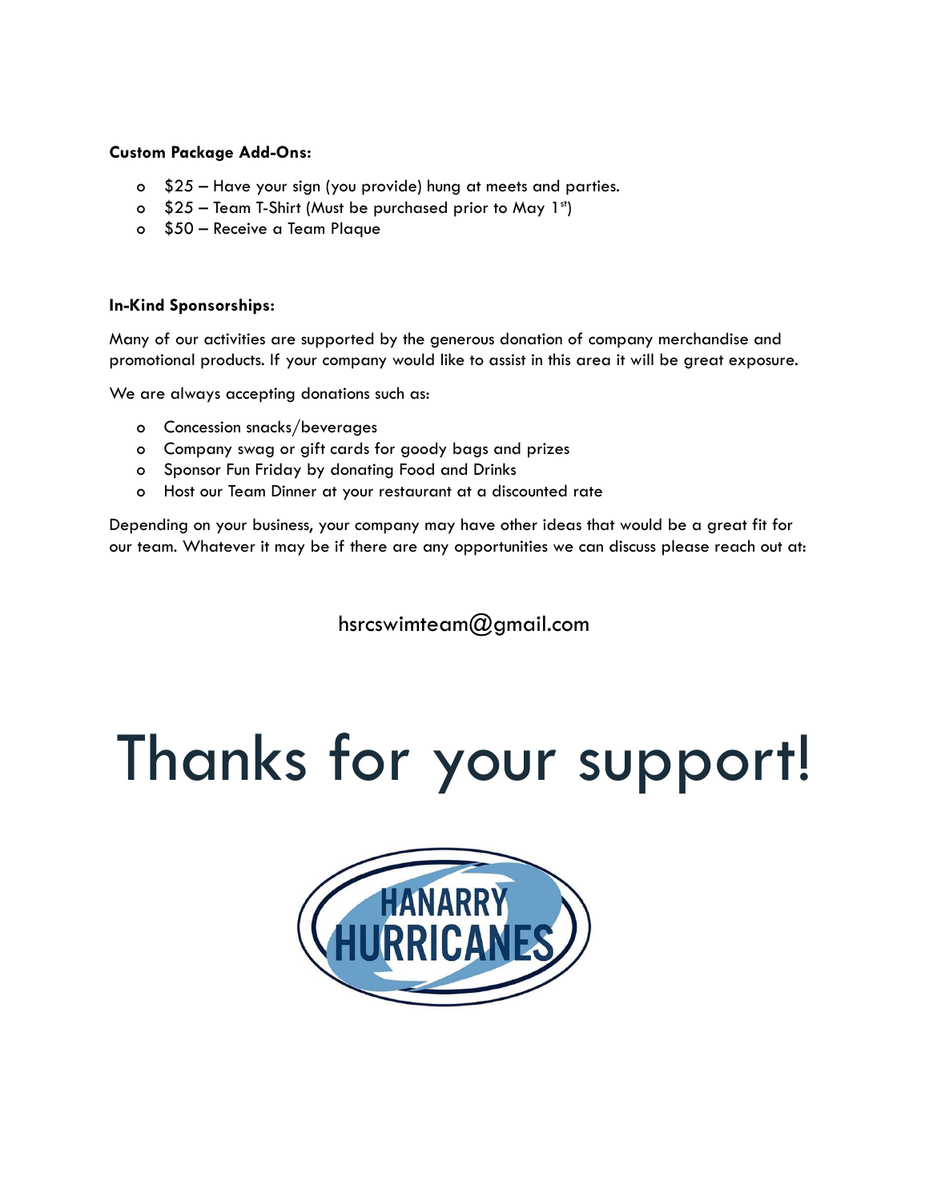**Custom Package Add-Ons:**

- $25 – Have your sign (you provide) hung at meets and parties.
- $25 – Team T-Shirt (Must be purchased prior to May 1st)
- $50 – Receive a Team Plaque

**In-Kind Sponsorships:**

Many of our activities are supported by the generous donation of company merchandise and promotional products. If your company would like to assist in this area it will be great exposure.

We are always accepting donations such as:

- Concession snacks/beverages
- Company swag or gift cards for goody bags and prizes
- Sponsor Fun Friday by donating Food and Drinks
- Host our Team Dinner at your restaurant at a discounted rate

Depending on your business, your company may have other ideas that would be a great fit for our team. Whatever it may be if there are any opportunities we can discuss please reach out at:

hsrcswimteam@gmail.com

# Thanks for your support!

HANARRY HURRICANES